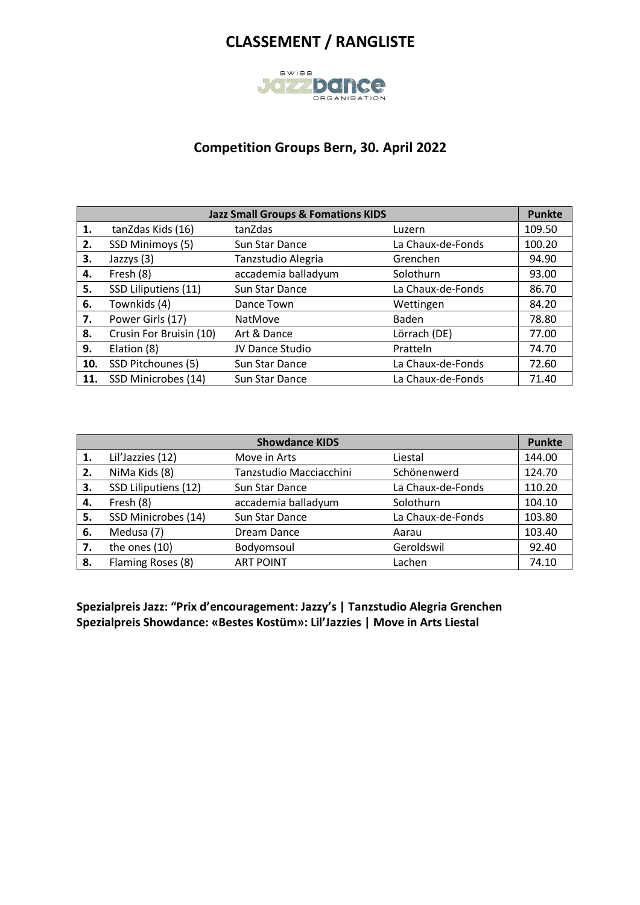# CLASSEMENT / RANGLISTE

## Competition Groups Bern, 30. April 2022

| Jazz Small Groups & Fomations KIDS | | | | Punkte |
|---|---|---|---|---|
| **1.** | tanZdas Kids (16) | tanZdas | Luzern | 109.50 |
| **2.** | SSD Minimoys (5) | Sun Star Dance | La Chaux-de-Fonds | 100.20 |
| **3.** | Jazzys (3) | Tanzstudio Alegria | Grenchen | 94.90 |
| **4.** | Fresh (8) | accademia balladyum | Solothurn | 93.00 |
| **5.** | SSD Liliputiens (11) | Sun Star Dance | La Chaux-de-Fonds | 86.70 |
| **6.** | Townkids (4) | Dance Town | Wettingen | 84.20 |
| **7.** | Power Girls (17) | NatMove | Baden | 78.80 |
| **8.** | Crusin For Bruisin (10) | Art & Dance | Lörrach (DE) | 77.00 |
| **9.** | Elation (8) | JV Dance Studio | Pratteln | 74.70 |
| **10.** | SSD Pitchounes (5) | Sun Star Dance | La Chaux-de-Fonds | 72.60 |
| **11.** | SSD Minicrobes (14) | Sun Star Dance | La Chaux-de-Fonds | 71.40 |

| Showdance KIDS | | | | Punkte |
|---|---|---|---|---|
| **1.** | Lil'Jazzies (12) | Move in Arts | Liestal | 144.00 |
| **2.** | NiMa Kids (8) | Tanzstudio Macciacchini | Schönenwerd | 124.70 |
| **3.** | SSD Liliputiens (12) | Sun Star Dance | La Chaux-de-Fonds | 110.20 |
| **4.** | Fresh (8) | accademia balladyum | Solothurn | 104.10 |
| **5.** | SSD Minicrobes (14) | Sun Star Dance | La Chaux-de-Fonds | 103.80 |
| **6.** | Medusa (7) | Dream Dance | Aarau | 103.40 |
| **7.** | the ones (10) | Bodyomsoul | Geroldswil | 92.40 |
| **8.** | Flaming Roses (8) | ART POINT | Lachen | 74.10 |

**Spezialpreis Jazz: "Prix d'encouragement: Jazzy's | Tanzstudio Alegria Grenchen**
**Spezialpreis Showdance: «Bestes Kostüm»: Lil'Jazzies | Move in Arts Liestal**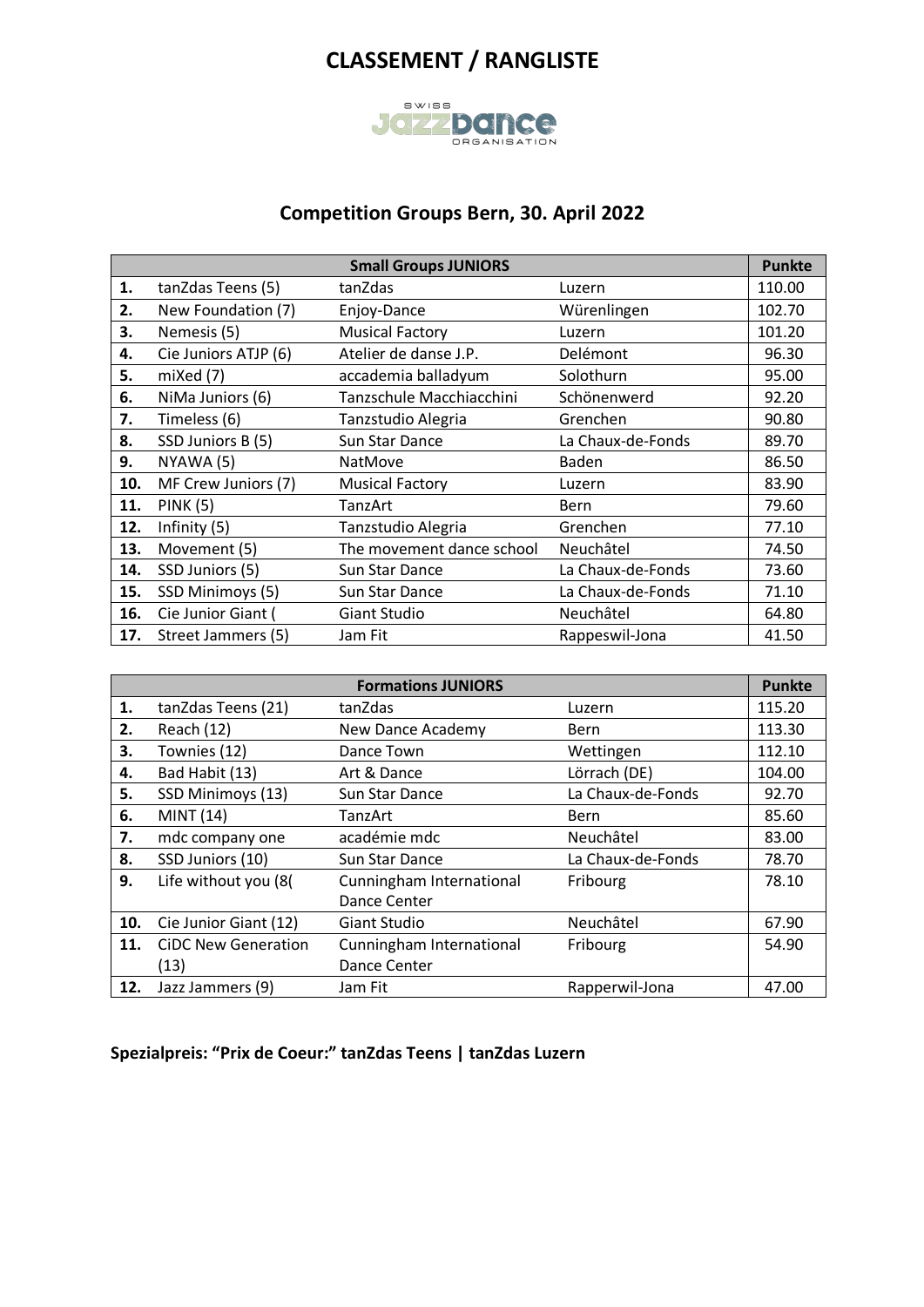# CLASSEMENT / RANGLISTE

## Competition Groups Bern, 30. April 2022

| Small Groups JUNIORS | | | | Punkte |
|---|---|---|---|---|
| **1.** | tanZdas Teens (5) | tanZdas | Luzern | 110.00 |
| **2.** | New Foundation (7) | Enjoy-Dance | Würenlingen | 102.70 |
| **3.** | Nemesis (5) | Musical Factory | Luzern | 101.20 |
| **4.** | Cie Juniors ATJP (6) | Atelier de danse J.P. | Delémont | 96.30 |
| **5.** | miXed (7) | accademia balladyum | Solothurn | 95.00 |
| **6.** | NiMa Juniors (6) | Tanzschule Macchiacchini | Schönenwerd | 92.20 |
| **7.** | Timeless (6) | Tanzstudio Alegria | Grenchen | 90.80 |
| **8.** | SSD Juniors B (5) | Sun Star Dance | La Chaux-de-Fonds | 89.70 |
| **9.** | NYAWA (5) | NatMove | Baden | 86.50 |
| **10.** | MF Crew Juniors (7) | Musical Factory | Luzern | 83.90 |
| **11.** | PINK (5) | TanzArt | Bern | 79.60 |
| **12.** | Infinity (5) | Tanzstudio Alegria | Grenchen | 77.10 |
| **13.** | Movement (5) | The movement dance school | Neuchâtel | 74.50 |
| **14.** | SSD Juniors (5) | Sun Star Dance | La Chaux-de-Fonds | 73.60 |
| **15.** | SSD Minimoys (5) | Sun Star Dance | La Chaux-de-Fonds | 71.10 |
| **16.** | Cie Junior Giant ( | Giant Studio | Neuchâtel | 64.80 |
| **17.** | Street Jammers (5) | Jam Fit | Rappeswil-Jona | 41.50 |

| Formations JUNIORS | | | | Punkte |
|---|---|---|---|---|
| **1.** | tanZdas Teens (21) | tanZdas | Luzern | 115.20 |
| **2.** | Reach (12) | New Dance Academy | Bern | 113.30 |
| **3.** | Townies (12) | Dance Town | Wettingen | 112.10 |
| **4.** | Bad Habit (13) | Art & Dance | Lörrach (DE) | 104.00 |
| **5.** | SSD Minimoys (13) | Sun Star Dance | La Chaux-de-Fonds | 92.70 |
| **6.** | MINT (14) | TanzArt | Bern | 85.60 |
| **7.** | mdc company one | académie mdc | Neuchâtel | 83.00 |
| **8.** | SSD Juniors (10) | Sun Star Dance | La Chaux-de-Fonds | 78.70 |
| **9.** | Life without you (8( | Cunningham International Dance Center | Fribourg | 78.10 |
| **10.** | Cie Junior Giant (12) | Giant Studio | Neuchâtel | 67.90 |
| **11.** | CiDC New Generation (13) | Cunningham International Dance Center | Fribourg | 54.90 |
| **12.** | Jazz Jammers (9) | Jam Fit | Rapperwil-Jona | 47.00 |

**Spezialpreis: “Prix de Coeur:” tanZdas Teens | tanZdas Luzern**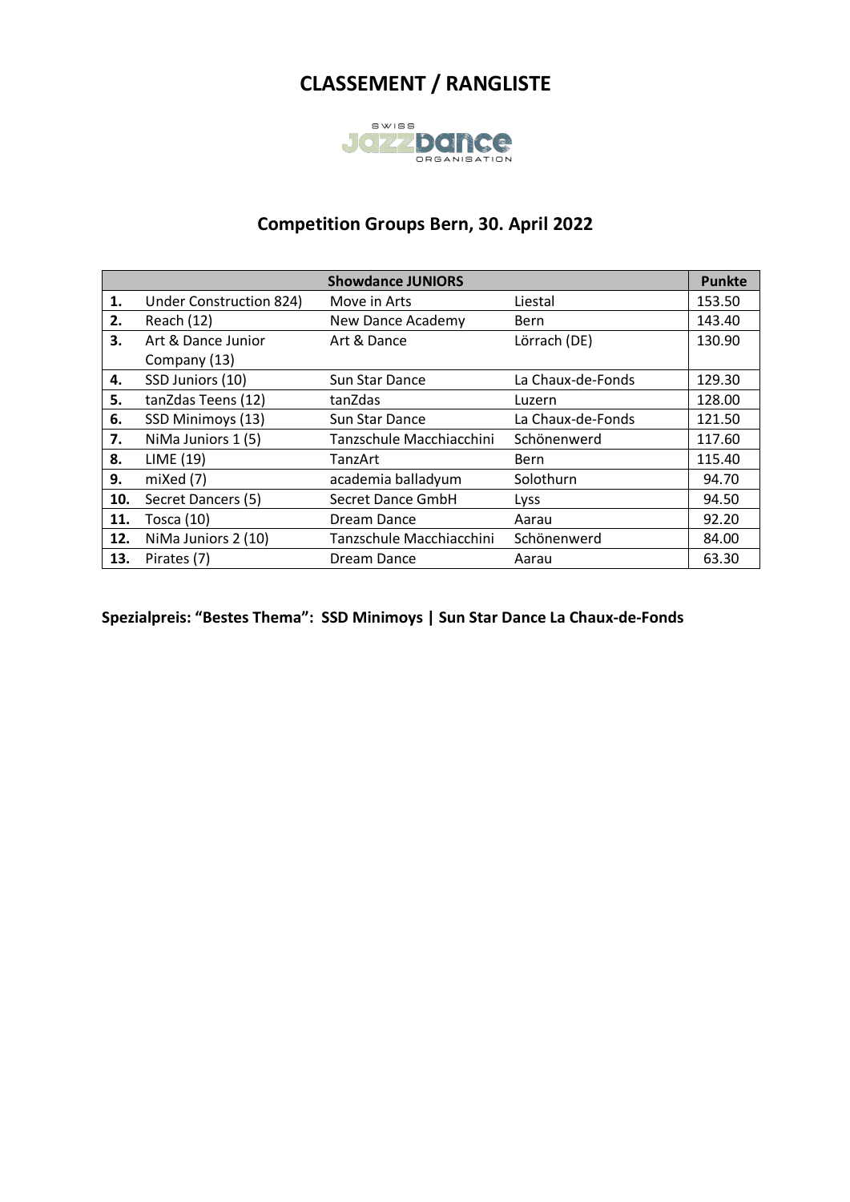# CLASSEMENT / RANGLISTE

## Competition Groups Bern, 30. April 2022

| | Showdance JUNIORS | | | Punkte |
|---|---|---|---|---|
| **1.** | Under Construction 824) | Move in Arts | Liestal | 153.50 |
| **2.** | Reach (12) | New Dance Academy | Bern | 143.40 |
| **3.** | Art & Dance Junior Company (13) | Art & Dance | Lörrach (DE) | 130.90 |
| **4.** | SSD Juniors (10) | Sun Star Dance | La Chaux-de-Fonds | 129.30 |
| **5.** | tanZdas Teens (12) | tanZdas | Luzern | 128.00 |
| **6.** | SSD Minimoys (13) | Sun Star Dance | La Chaux-de-Fonds | 121.50 |
| **7.** | NiMa Juniors 1 (5) | Tanzschule Macchiacchini | Schönenwerd | 117.60 |
| **8.** | LIME (19) | TanzArt | Bern | 115.40 |
| **9.** | miXed (7) | academia balladyum | Solothurn | 94.70 |
| **10.** | Secret Dancers (5) | Secret Dance GmbH | Lyss | 94.50 |
| **11.** | Tosca (10) | Dream Dance | Aarau | 92.20 |
| **12.** | NiMa Juniors 2 (10) | Tanzschule Macchiacchini | Schönenwerd | 84.00 |
| **13.** | Pirates (7) | Dream Dance | Aarau | 63.30 |

**Spezialpreis: "Bestes Thema": SSD Minimoys | Sun Star Dance La Chaux-de-Fonds**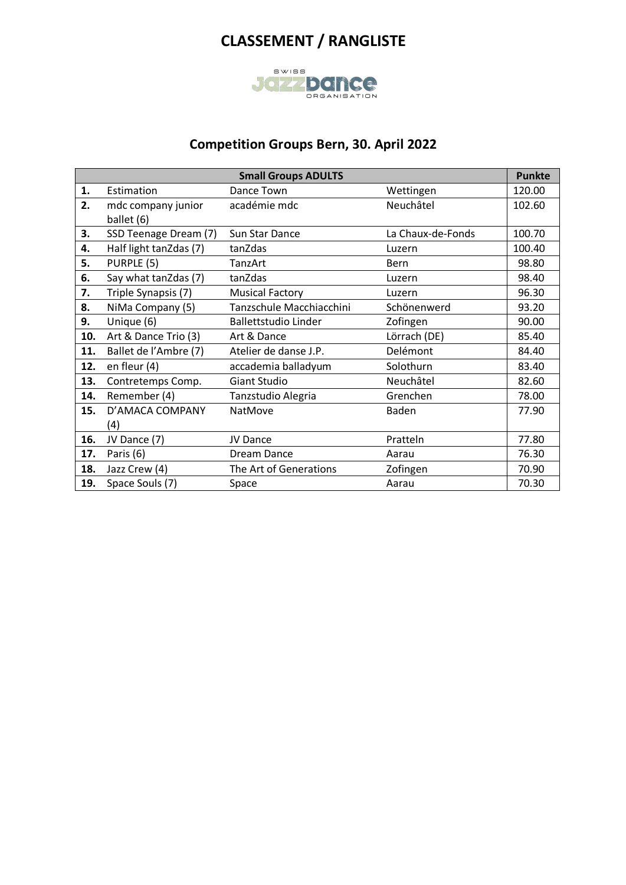# CLASSEMENT / RANGLISTE

## Competition Groups Bern, 30. April 2022

| Small Groups ADULTS | | | | Punkte |
|---|---|---|---|---|
| **1.** | Estimation | Dance Town | Wettingen | 120.00 |
| **2.** | mdc company junior ballet (6) | académie mdc | Neuchâtel | 102.60 |
| **3.** | SSD Teenage Dream (7) | Sun Star Dance | La Chaux-de-Fonds | 100.70 |
| **4.** | Half light tanZdas (7) | tanZdas | Luzern | 100.40 |
| **5.** | PURPLE (5) | TanzArt | Bern | 98.80 |
| **6.** | Say what tanZdas (7) | tanZdas | Luzern | 98.40 |
| **7.** | Triple Synapsis (7) | Musical Factory | Luzern | 96.30 |
| **8.** | NiMa Company (5) | Tanzschule Macchiacchini | Schönenwerd | 93.20 |
| **9.** | Unique (6) | Ballettstudio Linder | Zofingen | 90.00 |
| **10.** | Art & Dance Trio (3) | Art & Dance | Lörrach (DE) | 85.40 |
| **11.** | Ballet de l'Ambre (7) | Atelier de danse J.P. | Delémont | 84.40 |
| **12.** | en fleur (4) | accademia balladyum | Solothurn | 83.40 |
| **13.** | Contretemps Comp. | Giant Studio | Neuchâtel | 82.60 |
| **14.** | Remember (4) | Tanzstudio Alegria | Grenchen | 78.00 |
| **15.** | D'AMACA COMPANY (4) | NatMove | Baden | 77.90 |
| **16.** | JV Dance (7) | JV Dance | Pratteln | 77.80 |
| **17.** | Paris (6) | Dream Dance | Aarau | 76.30 |
| **18.** | Jazz Crew (4) | The Art of Generations | Zofingen | 70.90 |
| **19.** | Space Souls (7) | Space | Aarau | 70.30 |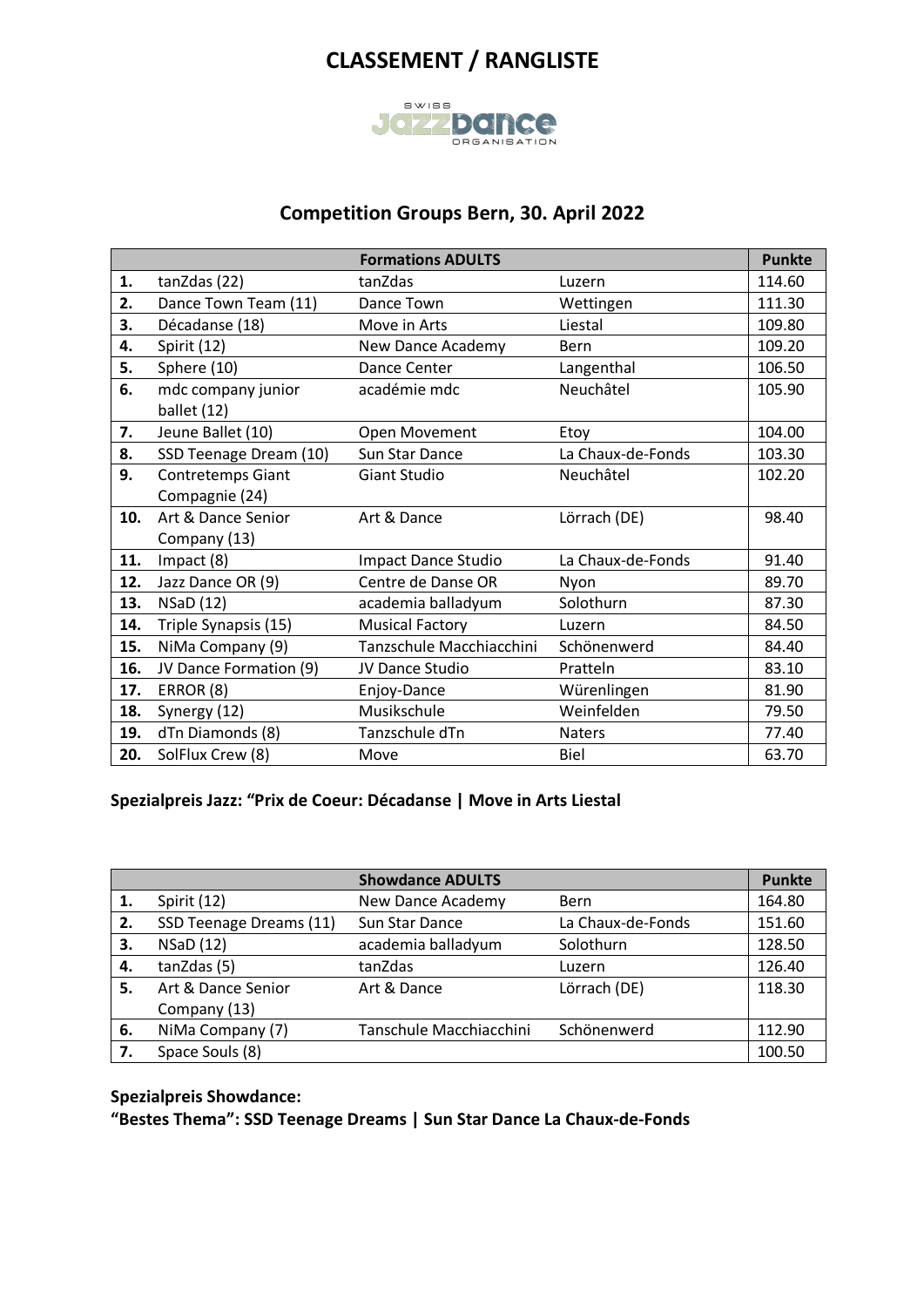# CLASSEMENT / RANGLISTE

## Competition Groups Bern, 30. April 2022

| | Formations ADULTS | | | Punkte |
|---|---|---|---|---|
| **1.** | tanZdas (22) | tanZdas | Luzern | 114.60 |
| **2.** | Dance Town Team (11) | Dance Town | Wettingen | 111.30 |
| **3.** | Décadanse (18) | Move in Arts | Liestal | 109.80 |
| **4.** | Spirit (12) | New Dance Academy | Bern | 109.20 |
| **5.** | Sphere (10) | Dance Center | Langenthal | 106.50 |
| **6.** | mdc company junior ballet (12) | académie mdc | Neuchâtel | 105.90 |
| **7.** | Jeune Ballet (10) | Open Movement | Etoy | 104.00 |
| **8.** | SSD Teenage Dream (10) | Sun Star Dance | La Chaux-de-Fonds | 103.30 |
| **9.** | Contretemps Giant Compagnie (24) | Giant Studio | Neuchâtel | 102.20 |
| **10.** | Art & Dance Senior Company (13) | Art & Dance | Lörrach (DE) | 98.40 |
| **11.** | Impact (8) | Impact Dance Studio | La Chaux-de-Fonds | 91.40 |
| **12.** | Jazz Dance OR (9) | Centre de Danse OR | Nyon | 89.70 |
| **13.** | NSaD (12) | academia balladyum | Solothurn | 87.30 |
| **14.** | Triple Synapsis (15) | Musical Factory | Luzern | 84.50 |
| **15.** | NiMa Company (9) | Tanzschule Macchiacchini | Schönenwerd | 84.40 |
| **16.** | JV Dance Formation (9) | JV Dance Studio | Pratteln | 83.10 |
| **17.** | ERROR (8) | Enjoy-Dance | Würenlingen | 81.90 |
| **18.** | Synergy (12) | Musikschule | Weinfelden | 79.50 |
| **19.** | dTn Diamonds (8) | Tanzschule dTn | Naters | 77.40 |
| **20.** | SolFlux Crew (8) | Move | Biel | 63.70 |

**Spezialpreis Jazz: "Prix de Coeur: Décadanse | Move in Arts Liestal**

| | Showdance ADULTS | | | Punkte |
|---|---|---|---|---|
| **1.** | Spirit (12) | New Dance Academy | Bern | 164.80 |
| **2.** | SSD Teenage Dreams (11) | Sun Star Dance | La Chaux-de-Fonds | 151.60 |
| **3.** | NSaD (12) | academia balladyum | Solothurn | 128.50 |
| **4.** | tanZdas (5) | tanZdas | Luzern | 126.40 |
| **5.** | Art & Dance Senior Company (13) | Art & Dance | Lörrach (DE) | 118.30 |
| **6.** | NiMa Company (7) | Tanschule Macchiacchini | Schönenwerd | 112.90 |
| **7.** | Space Souls (8) | | | 100.50 |

**Spezialpreis Showdance:**
**"Bestes Thema": SSD Teenage Dreams | Sun Star Dance La Chaux-de-Fonds**